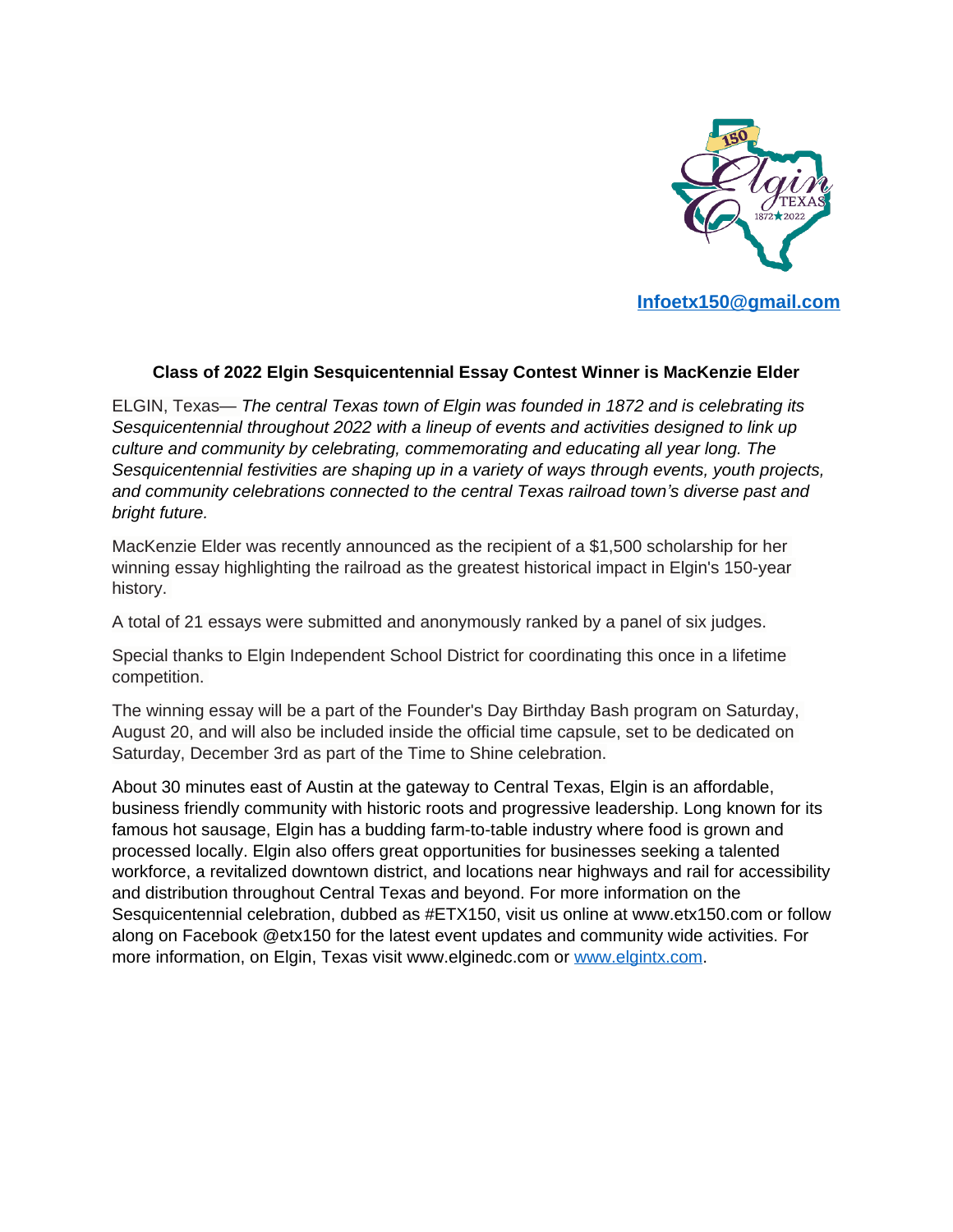**Infoetx150@gmail.com**

**Class of 2022 Elgin Sesquicentennial Essay Contest Winner is MacKenzie Elder**

ELGIN, Texas— *The central Texas town of Elgin was founded in 1872 and is celebrating its Sesquicentennial throughout 2022 with a lineup of events and activities designed to link up culture and community by celebrating, commemorating and educating all year long. The Sesquicentennial festivities are shaping up in a variety of ways through events, youth projects, and community celebrations connected to the central Texas railroad town's diverse past and bright future.*

MacKenzie Elder was recently announced as the recipient of a $1,500 scholarship for her winning essay highlighting the railroad as the greatest historical impact in Elgin's 150-year history.

A total of 21 essays were submitted and anonymously ranked by a panel of six judges.

Special thanks to Elgin Independent School District for coordinating this once in a lifetime competition.

The winning essay will be a part of the Founder's Day Birthday Bash program on Saturday, August 20, and will also be included inside the official time capsule, set to be dedicated on Saturday, December 3rd as part of the Time to Shine celebration.

About 30 minutes east of Austin at the gateway to Central Texas, Elgin is an affordable, business friendly community with historic roots and progressive leadership. Long known for its famous hot sausage, Elgin has a budding farm-to-table industry where food is grown and processed locally. Elgin also offers great opportunities for businesses seeking a talented workforce, a revitalized downtown district, and locations near highways and rail for accessibility and distribution throughout Central Texas and beyond. For more information on the Sesquicentennial celebration, dubbed as #ETX150, visit us online at www.etx150.com or follow along on Facebook @etx150 for the latest event updates and community wide activities. For more information, on Elgin, Texas visit www.elginedc.com or www.elgintx.com.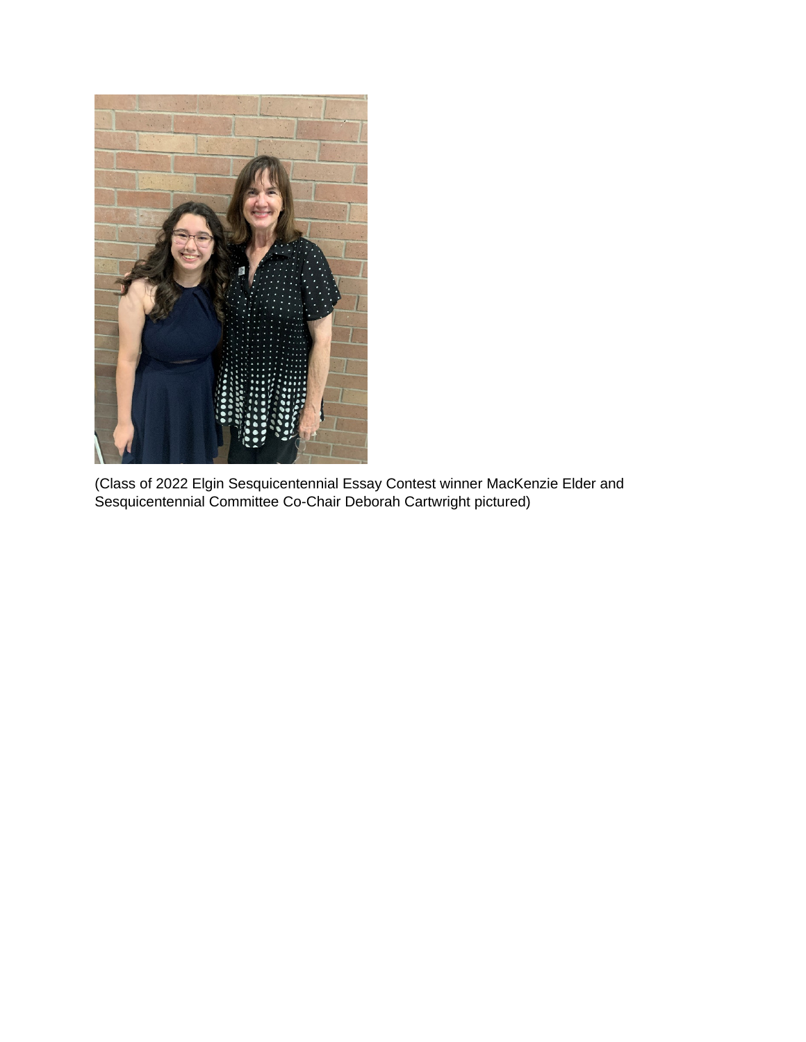(Class of 2022 Elgin Sesquicentennial Essay Contest winner MacKenzie Elder and Sesquicentennial Committee Co-Chair Deborah Cartwright pictured)